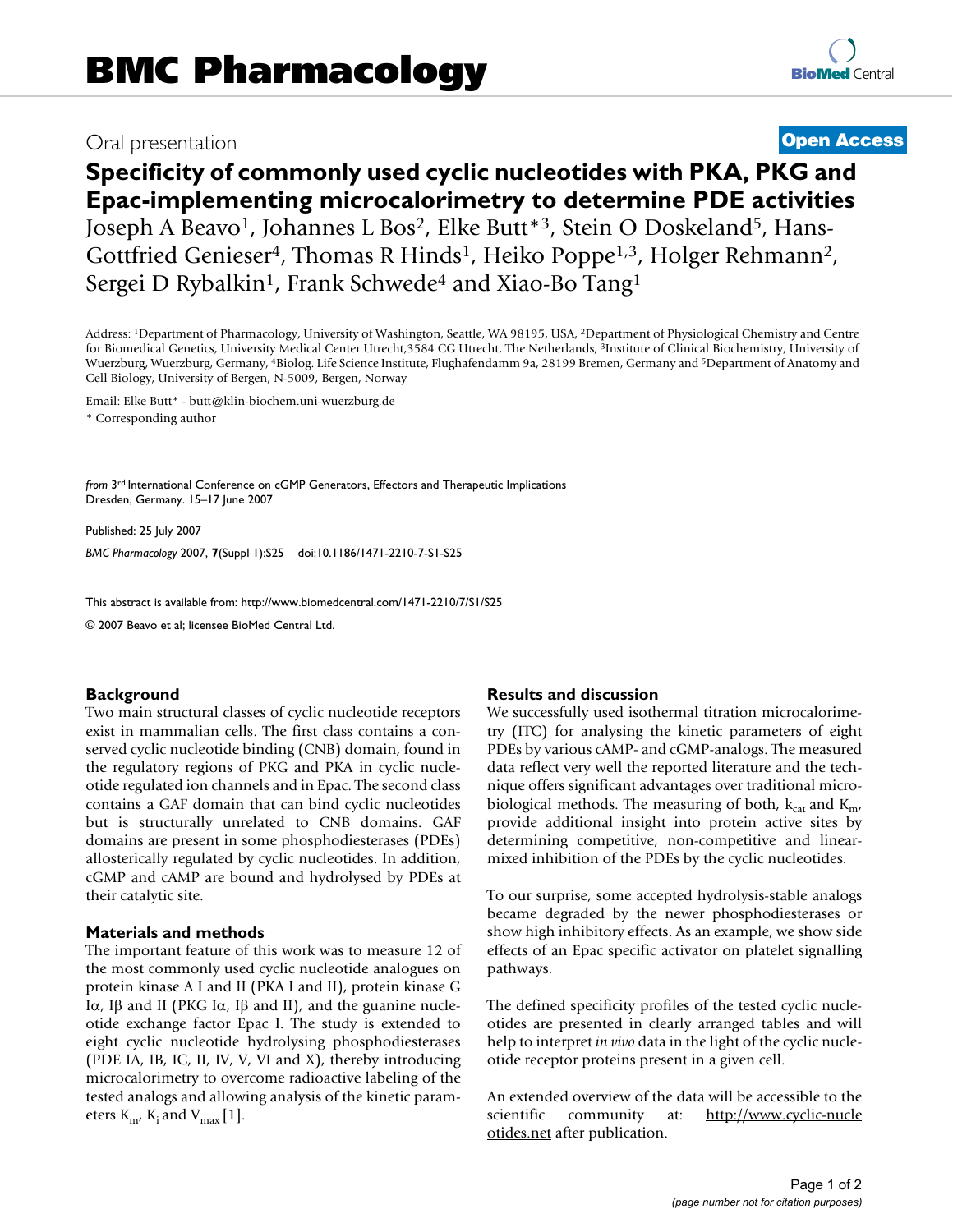Oral presentation

**Open Access**

# Specificity of commonly used cyclic nucleotides with PKA, PKG and Epac-implementing microcalorimetry to determine PDE activities

Joseph A Beavo[1], Johannes L Bos[2], Elke Butt*[3], Stein O Doskeland[5], Hans-Gottfried Genieser[4], Thomas R Hinds[1], Heiko Poppe[1,3], Holger Rehmann[2], Sergei D Rybalkin[1], Frank Schwede[4] and Xiao-Bo Tang[1]

Address: [1]Department of Pharmacology, University of Washington, Seattle, WA 98195, USA, [2]Department of Physiological Chemistry and Centre for Biomedical Genetics, University Medical Center Utrecht,3584 CG Utrecht, The Netherlands, [3]Institute of Clinical Biochemistry, University of Wuerzburg, Wuerzburg, Germany, [4]Biolog. Life Science Institute, Flughafendamm 9a, 28199 Bremen, Germany and [5]Department of Anatomy and Cell Biology, University of Bergen, N-5009, Bergen, Norway

Email: Elke Butt* - butt@klin-biochem.uni-wuerzburg.de

\* Corresponding author

*from* 3[rd] International Conference on cGMP Generators, Effectors and Therapeutic Implications
Dresden, Germany. 15–17 June 2007

Published: 25 July 2007

*BMC Pharmacology* 2007, **7**(Suppl 1):S25 doi:10.1186/1471-2210-7-S1-S25

This abstract is available from: http://www.biomedcentral.com/1471-2210/7/S1/S25

© 2007 Beavo et al; licensee BioMed Central Ltd.

## Background

Two main structural classes of cyclic nucleotide receptors exist in mammalian cells. The first class contains a conserved cyclic nucleotide binding (CNB) domain, found in the regulatory regions of PKG and PKA in cyclic nucleotide regulated ion channels and in Epac. The second class contains a GAF domain that can bind cyclic nucleotides but is structurally unrelated to CNB domains. GAF domains are present in some phosphodiesterases (PDEs) allosterically regulated by cyclic nucleotides. In addition, cGMP and cAMP are bound and hydrolysed by PDEs at their catalytic site.

## Materials and methods

The important feature of this work was to measure 12 of the most commonly used cyclic nucleotide analogues on protein kinase A I and II (PKA I and II), protein kinase G Iα, Iβ and II (PKG Iα, Iβ and II), and the guanine nucleotide exchange factor Epac I. The study is extended to eight cyclic nucleotide hydrolysing phosphodiesterases (PDE IA, IB, IC, II, IV, V, VI and X), thereby introducing microcalorimetry to overcome radioactive labeling of the tested analogs and allowing analysis of the kinetic parameters $K_m$, $K_i$ and $V_{max}$ [1].

## Results and discussion

We successfully used isothermal titration microcalorimetry (ITC) for analysing the kinetic parameters of eight PDEs by various cAMP- and cGMP-analogs. The measured data reflect very well the reported literature and the technique offers significant advantages over traditional microbiological methods. The measuring of both, $k_{cat}$ and $K_m$, provide additional insight into protein active sites by determining competitive, non-competitive and linear-mixed inhibition of the PDEs by the cyclic nucleotides.

To our surprise, some accepted hydrolysis-stable analogs became degraded by the newer phosphodiesterases or show high inhibitory effects. As an example, we show side effects of an Epac specific activator on platelet signalling pathways.

The defined specificity profiles of the tested cyclic nucleotides are presented in clearly arranged tables and will help to interpret *in vivo* data in the light of the cyclic nucleotide receptor proteins present in a given cell.

An extended overview of the data will be accessible to the scientific community at: http://www.cyclic-nucleotides.net after publication.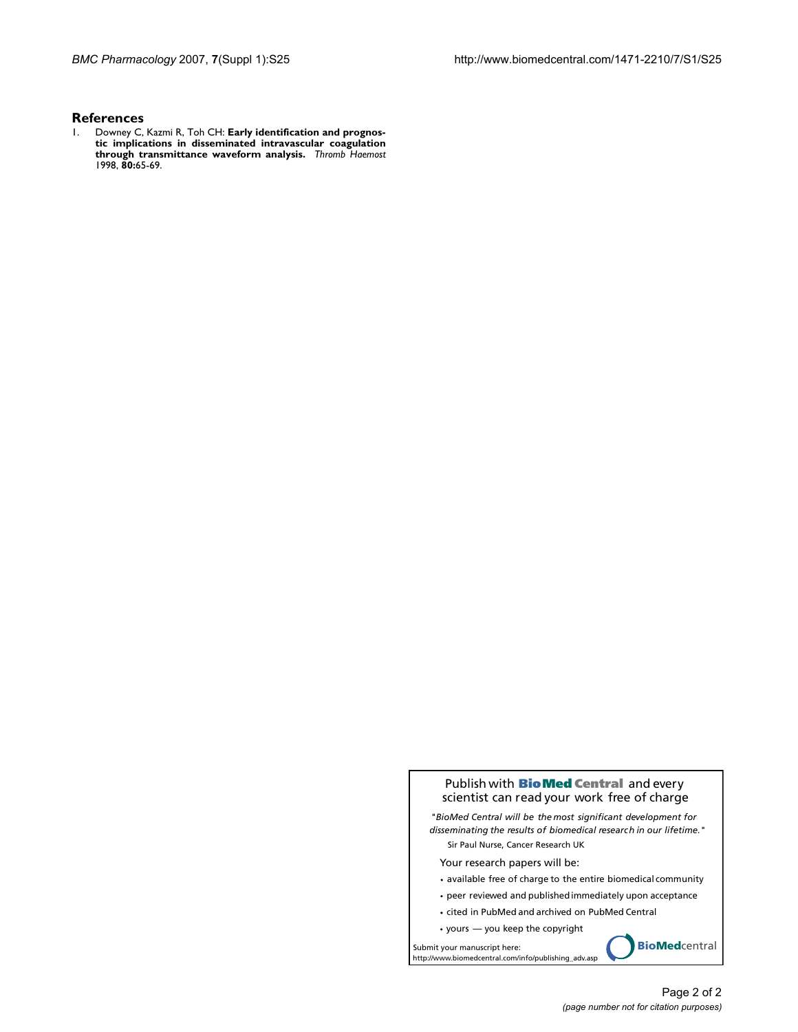## References

1. Downey C, Kazmi R, Toh CH: **Early identification and prognostic implications in disseminated intravascular coagulation through transmittance waveform analysis.** *Thromb Haemost* 1998, **80:**65-69.

Publish with **BioMed Central** and every scientist can read your work free of charge

"*BioMed Central will be the most significant development for disseminating the results of biomedical research in our lifetime.*"

Sir Paul Nurse, Cancer Research UK

Your research papers will be:

- available free of charge to the entire biomedical community
- peer reviewed and published immediately upon acceptance
- cited in PubMed and archived on PubMed Central
- yours — you keep the copyright

Submit your manuscript here:
http://www.biomedcentral.com/info/publishing_adv.asp

BioMedcentral